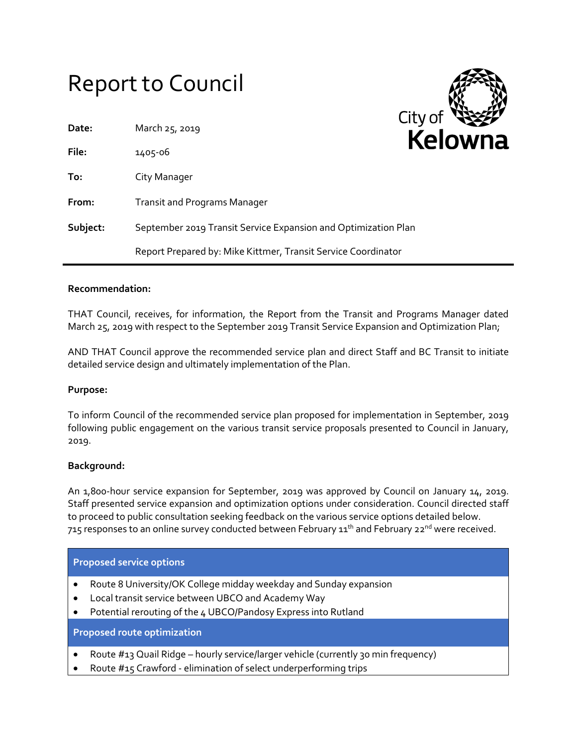# Report to Council

**Date:** March 25, 2019

**File:** 1405-06

**To:** City Manager

**From:** Transit and Programs Manager

**Subject:** September 2019 Transit Service Expansion and Optimization Plan

Report Prepared by: Mike Kittmer, Transit Service Coordinator

---

**Recommendation:**

THAT Council, receives, for information, the Report from the Transit and Programs Manager dated March 25, 2019 with respect to the September 2019 Transit Service Expansion and Optimization Plan;

AND THAT Council approve the recommended service plan and direct Staff and BC Transit to initiate detailed service design and ultimately implementation of the Plan.

**Purpose:**

To inform Council of the recommended service plan proposed for implementation in September, 2019 following public engagement on the various transit service proposals presented to Council in January, 2019.

**Background:**

An 1,800-hour service expansion for September, 2019 was approved by Council on January 14, 2019. Staff presented service expansion and optimization options under consideration. Council directed staff to proceed to public consultation seeking feedback on the various service options detailed below. 715 responses to an online survey conducted between February 11th and February 22nd were received.

| Proposed service options |
|---|
| • Route 8 University/OK College midday weekday and Sunday expansion<br>• Local transit service between UBCO and Academy Way<br>• Potential rerouting of the 4 UBCO/Pandosy Express into Rutland |
| **Proposed route optimization** |
| • Route #13 Quail Ridge – hourly service/larger vehicle (currently 30 min frequency)<br>• Route #15 Crawford - elimination of select underperforming trips |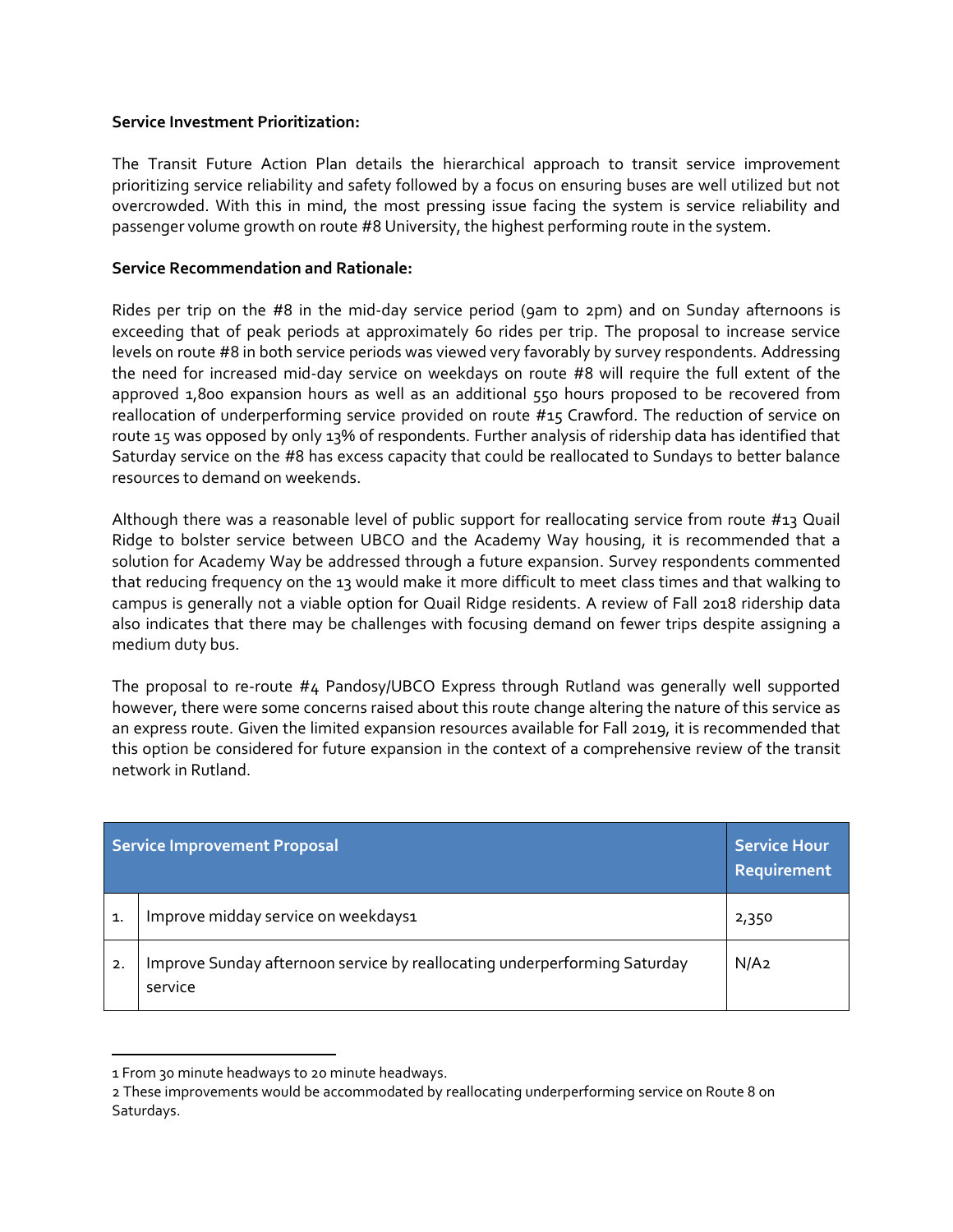**Service Investment Prioritization:**

The Transit Future Action Plan details the hierarchical approach to transit service improvement prioritizing service reliability and safety followed by a focus on ensuring buses are well utilized but not overcrowded. With this in mind, the most pressing issue facing the system is service reliability and passenger volume growth on route #8 University, the highest performing route in the system.

**Service Recommendation and Rationale:**

Rides per trip on the #8 in the mid-day service period (9am to 2pm) and on Sunday afternoons is exceeding that of peak periods at approximately 60 rides per trip. The proposal to increase service levels on route #8 in both service periods was viewed very favorably by survey respondents. Addressing the need for increased mid-day service on weekdays on route #8 will require the full extent of the approved 1,800 expansion hours as well as an additional 550 hours proposed to be recovered from reallocation of underperforming service provided on route #15 Crawford. The reduction of service on route 15 was opposed by only 13% of respondents. Further analysis of ridership data has identified that Saturday service on the #8 has excess capacity that could be reallocated to Sundays to better balance resources to demand on weekends.

Although there was a reasonable level of public support for reallocating service from route #13 Quail Ridge to bolster service between UBCO and the Academy Way housing, it is recommended that a solution for Academy Way be addressed through a future expansion. Survey respondents commented that reducing frequency on the 13 would make it more difficult to meet class times and that walking to campus is generally not a viable option for Quail Ridge residents. A review of Fall 2018 ridership data also indicates that there may be challenges with focusing demand on fewer trips despite assigning a medium duty bus.

The proposal to re-route #4 Pandosy/UBCO Express through Rutland was generally well supported however, there were some concerns raised about this route change altering the nature of this service as an express route. Given the limited expansion resources available for Fall 2019, it is recommended that this option be considered for future expansion in the context of a comprehensive review of the transit network in Rutland.

| Service Improvement Proposal | | Service Hour Requirement |
|---|---|---|
| 1. | Improve midday service on weekdays[1] | 2,350 |
| 2. | Improve Sunday afternoon service by reallocating underperforming Saturday service | N/A[2] |

[1] From 30 minute headways to 20 minute headways.

[2] These improvements would be accommodated by reallocating underperforming service on Route 8 on Saturdays.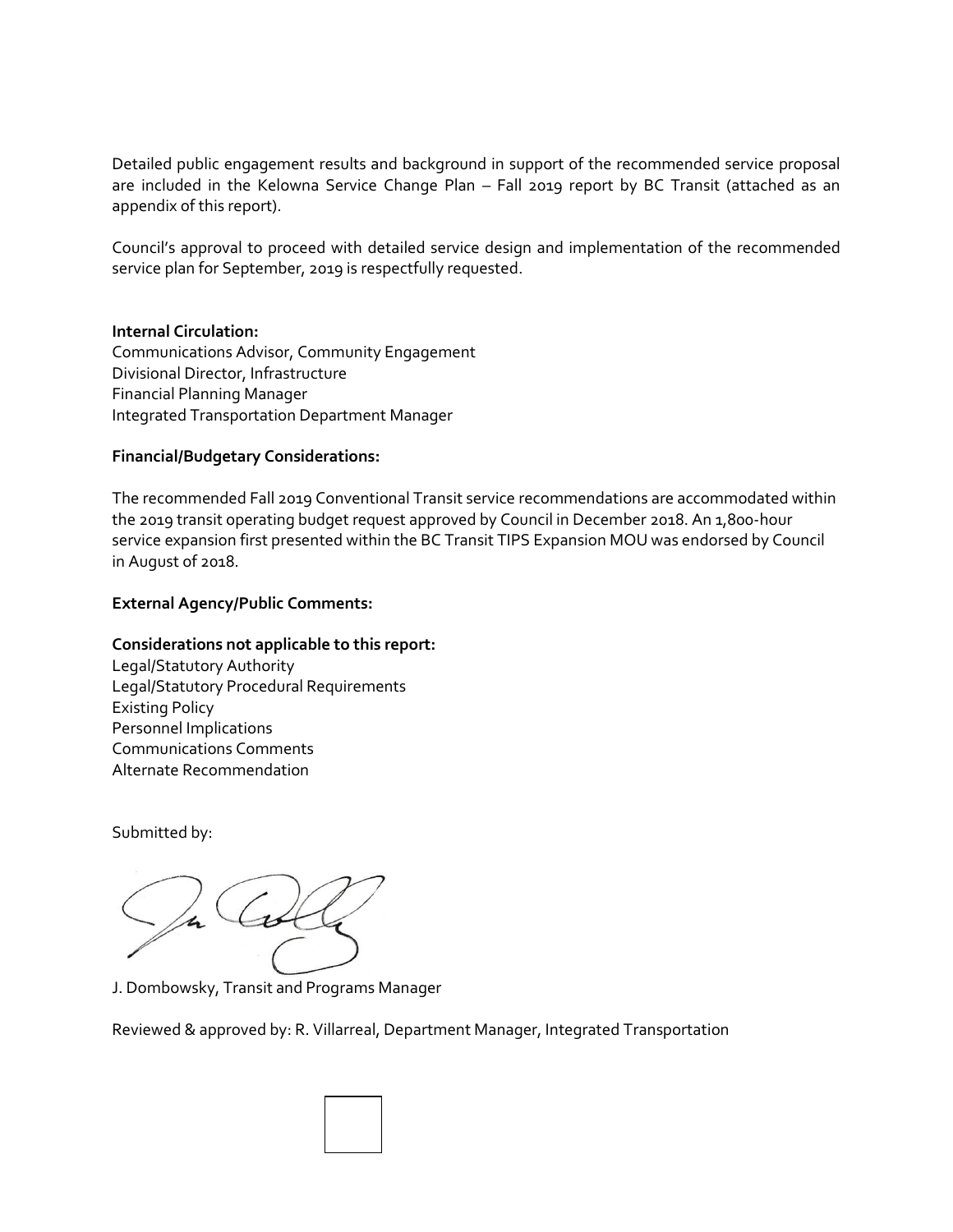Detailed public engagement results and background in support of the recommended service proposal are included in the Kelowna Service Change Plan – Fall 2019 report by BC Transit (attached as an appendix of this report).

Council's approval to proceed with detailed service design and implementation of the recommended service plan for September, 2019 is respectfully requested.

**Internal Circulation:**
Communications Advisor, Community Engagement
Divisional Director, Infrastructure
Financial Planning Manager
Integrated Transportation Department Manager

**Financial/Budgetary Considerations:**

The recommended Fall 2019 Conventional Transit service recommendations are accommodated within the 2019 transit operating budget request approved by Council in December 2018. An 1,800-hour service expansion first presented within the BC Transit TIPS Expansion MOU was endorsed by Council in August of 2018.

**External Agency/Public Comments:**

**Considerations not applicable to this report:**
Legal/Statutory Authority
Legal/Statutory Procedural Requirements
Existing Policy
Personnel Implications
Communications Comments
Alternate Recommendation

Submitted by:

J. Dombowsky, Transit and Programs Manager

Reviewed & approved by: R. Villarreal, Department Manager, Integrated Transportation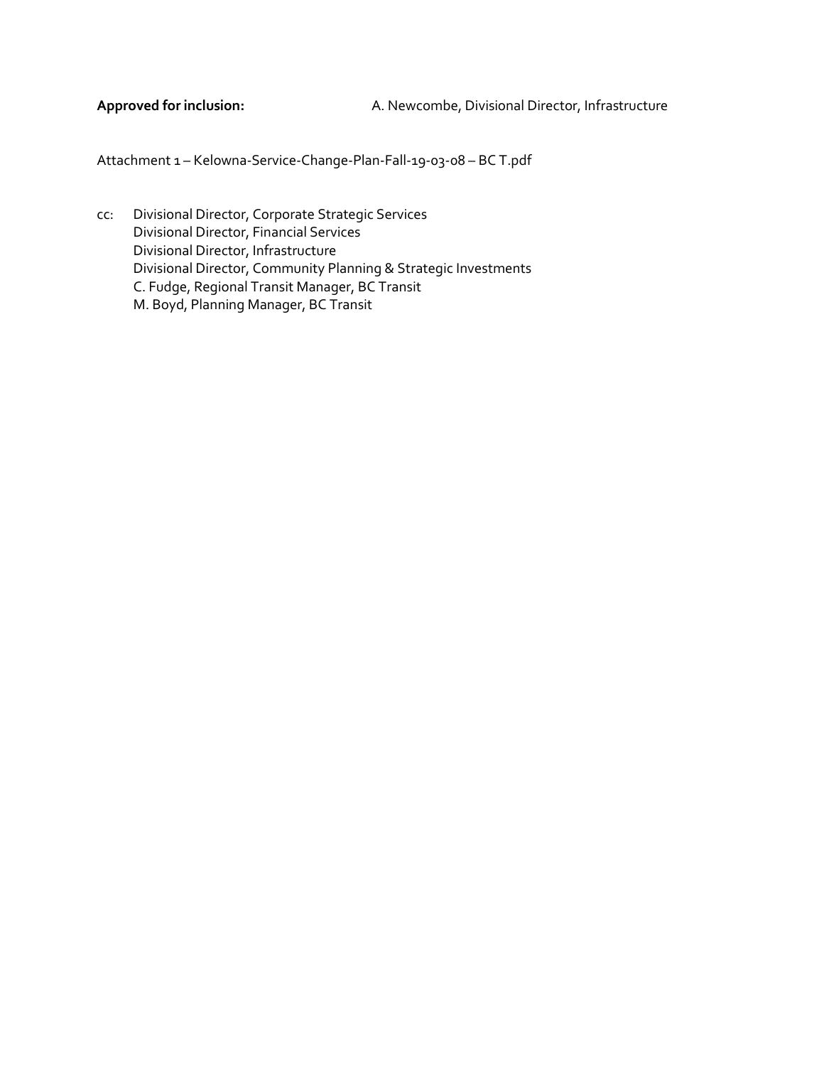**Approved for inclusion:** A. Newcombe, Divisional Director, Infrastructure

Attachment 1 – Kelowna-Service-Change-Plan-Fall-19-03-08 – BC T.pdf

cc: Divisional Director, Corporate Strategic Services
Divisional Director, Financial Services
Divisional Director, Infrastructure
Divisional Director, Community Planning & Strategic Investments
C. Fudge, Regional Transit Manager, BC Transit
M. Boyd, Planning Manager, BC Transit